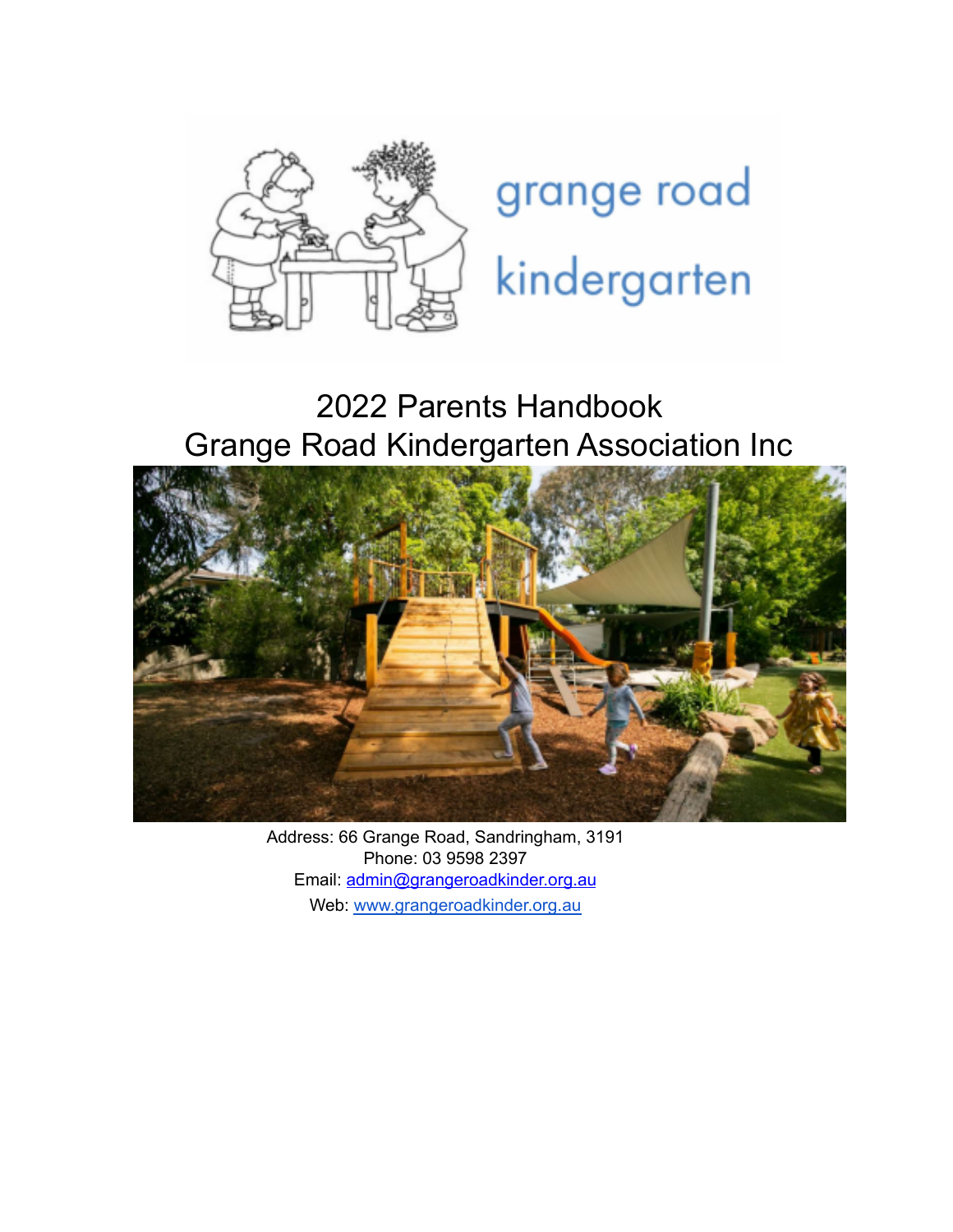grange road kindergarten

# 2022 Parents Handbook
# Grange Road Kindergarten Association Inc

Address: 66 Grange Road, Sandringham, 3191
Phone: 03 9598 2397
Email: admin@grangeroadkinder.org.au
Web: www.grangeroadkinder.org.au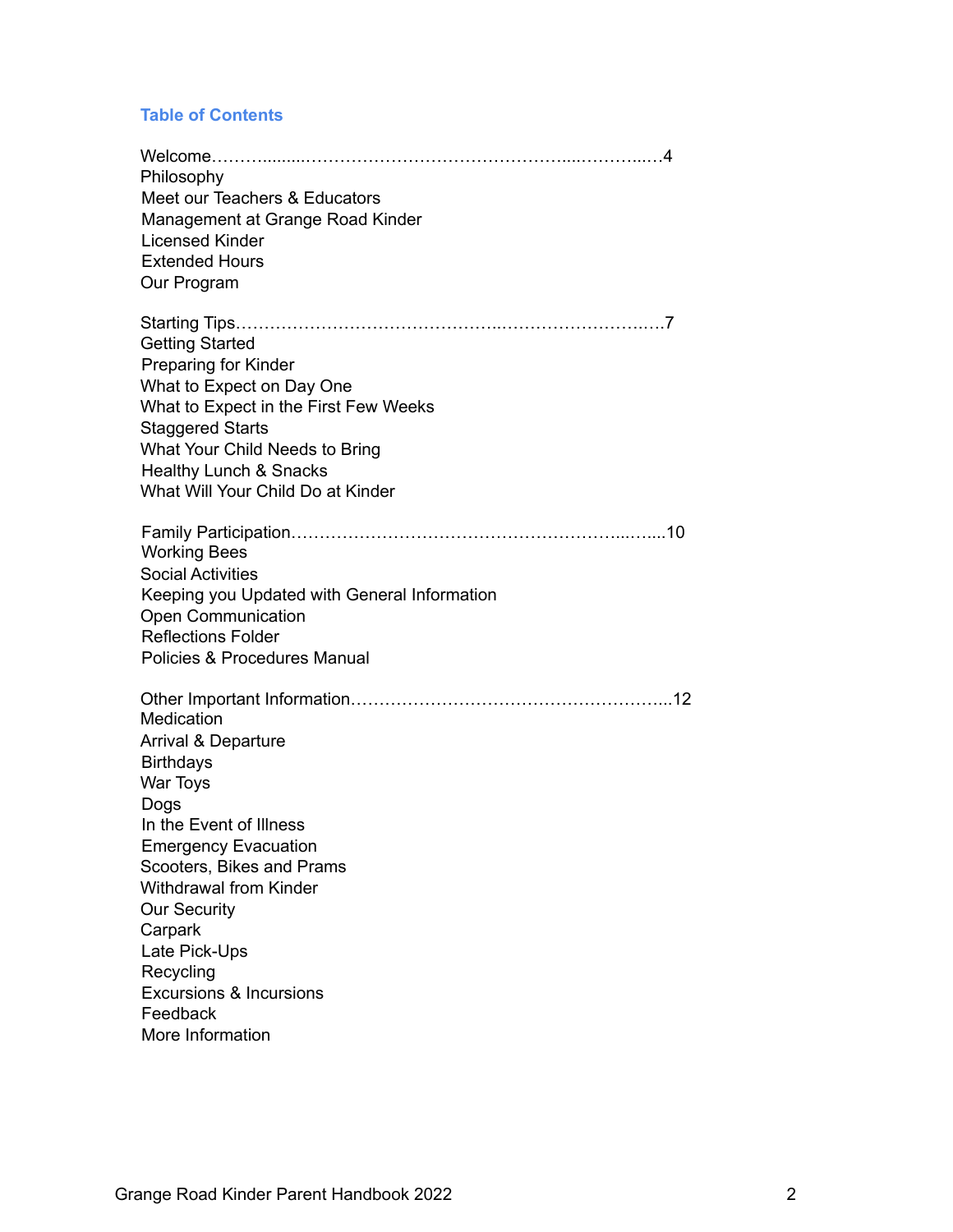## Table of Contents

Welcome……..........…………………………………………....………..….4
Philosophy
Meet our Teachers & Educators
Management at Grange Road Kinder
Licensed Kinder
Extended Hours
Our Program

Starting Tips……………………………………..……………………..….7
Getting Started
Preparing for Kinder
What to Expect on Day One
What to Expect in the First Few Weeks
Staggered Starts
What Your Child Needs to Bring
Healthy Lunch & Snacks
What Will Your Child Do at Kinder

Family Participation…………………………………………………...…....10
Working Bees
Social Activities
Keeping you Updated with General Information
Open Communication
Reflections Folder
Policies & Procedures Manual

Other Important Information………………………………………………...12
Medication
Arrival & Departure
Birthdays
War Toys
Dogs
In the Event of Illness
Emergency Evacuation
Scooters, Bikes and Prams
Withdrawal from Kinder
Our Security
Carpark
Late Pick-Ups
Recycling
Excursions & Incursions
Feedback
More Information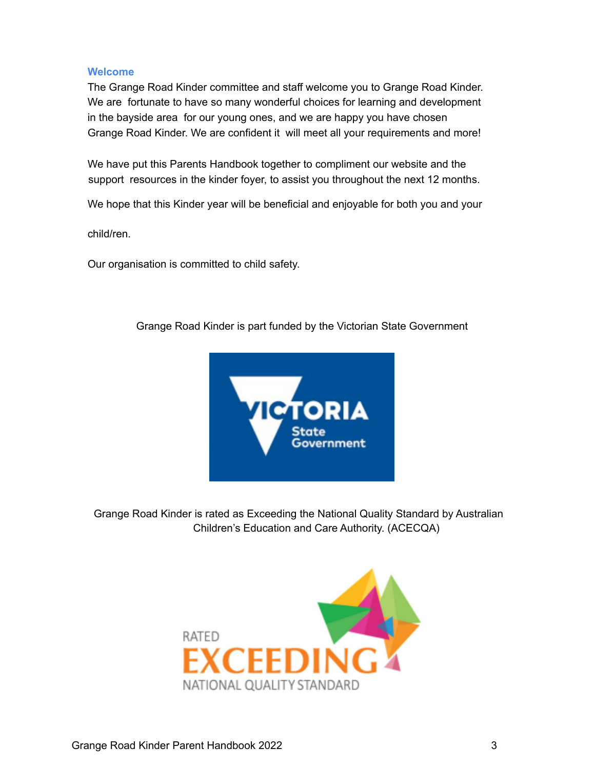## Welcome

The Grange Road Kinder committee and staff welcome you to Grange Road Kinder. We are fortunate to have so many wonderful choices for learning and development in the bayside area for our young ones, and we are happy you have chosen Grange Road Kinder. We are confident it will meet all your requirements and more!

We have put this Parents Handbook together to compliment our website and the support resources in the kinder foyer, to assist you throughout the next 12 months.

We hope that this Kinder year will be beneficial and enjoyable for both you and your child/ren.

Our organisation is committed to child safety.

Grange Road Kinder is part funded by the Victorian State Government

Grange Road Kinder is rated as Exceeding the National Quality Standard by Australian Children's Education and Care Authority. (ACECQA)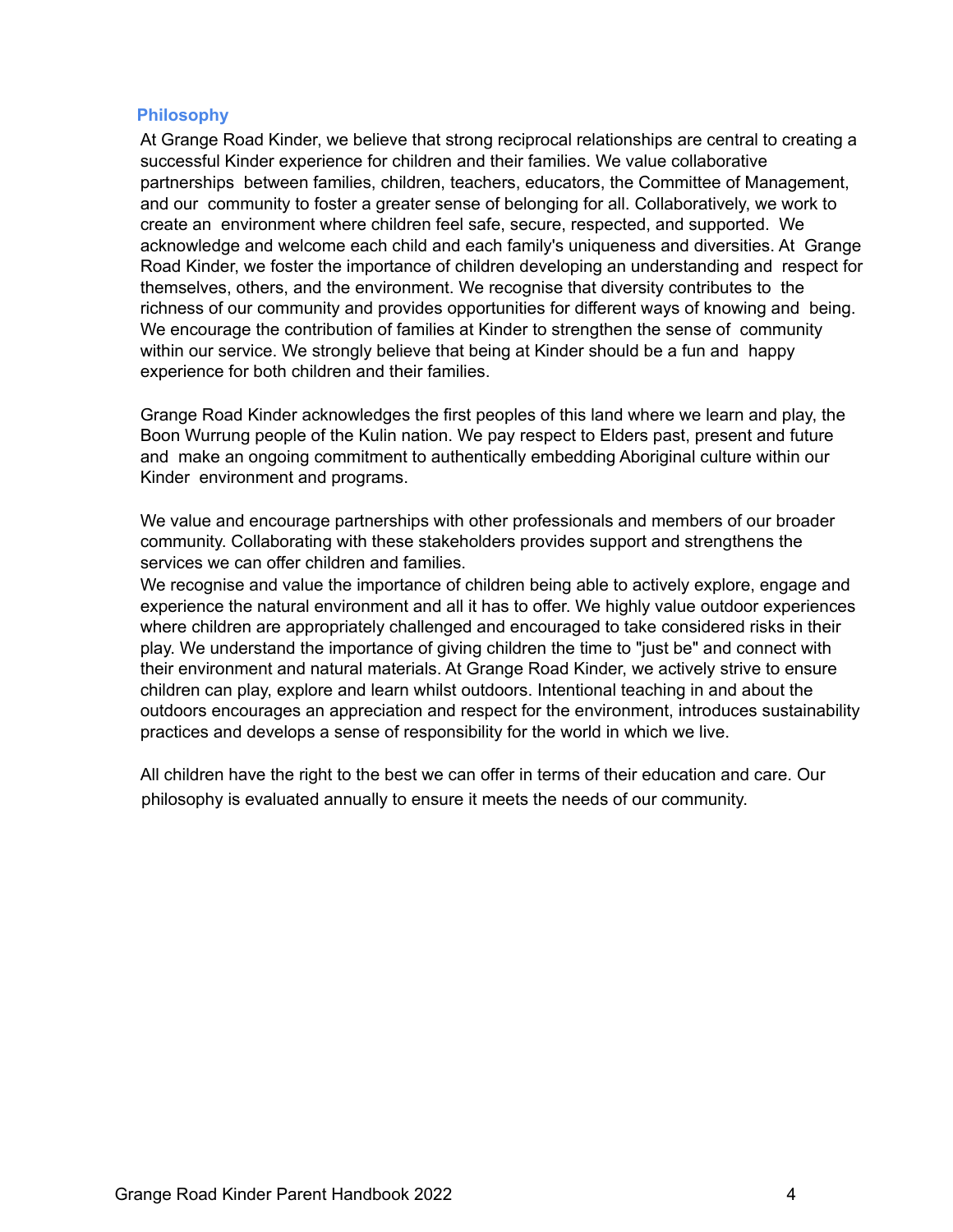## Philosophy

At Grange Road Kinder, we believe that strong reciprocal relationships are central to creating a successful Kinder experience for children and their families. We value collaborative partnerships between families, children, teachers, educators, the Committee of Management, and our community to foster a greater sense of belonging for all. Collaboratively, we work to create an environment where children feel safe, secure, respected, and supported. We acknowledge and welcome each child and each family's uniqueness and diversities. At Grange Road Kinder, we foster the importance of children developing an understanding and respect for themselves, others, and the environment. We recognise that diversity contributes to the richness of our community and provides opportunities for different ways of knowing and being. We encourage the contribution of families at Kinder to strengthen the sense of community within our service. We strongly believe that being at Kinder should be a fun and happy experience for both children and their families.

Grange Road Kinder acknowledges the first peoples of this land where we learn and play, the Boon Wurrung people of the Kulin nation. We pay respect to Elders past, present and future and make an ongoing commitment to authentically embedding Aboriginal culture within our Kinder environment and programs.

We value and encourage partnerships with other professionals and members of our broader community. Collaborating with these stakeholders provides support and strengthens the services we can offer children and families.

We recognise and value the importance of children being able to actively explore, engage and experience the natural environment and all it has to offer. We highly value outdoor experiences where children are appropriately challenged and encouraged to take considered risks in their play. We understand the importance of giving children the time to "just be" and connect with their environment and natural materials. At Grange Road Kinder, we actively strive to ensure children can play, explore and learn whilst outdoors. Intentional teaching in and about the outdoors encourages an appreciation and respect for the environment, introduces sustainability practices and develops a sense of responsibility for the world in which we live.

All children have the right to the best we can offer in terms of their education and care. Our philosophy is evaluated annually to ensure it meets the needs of our community.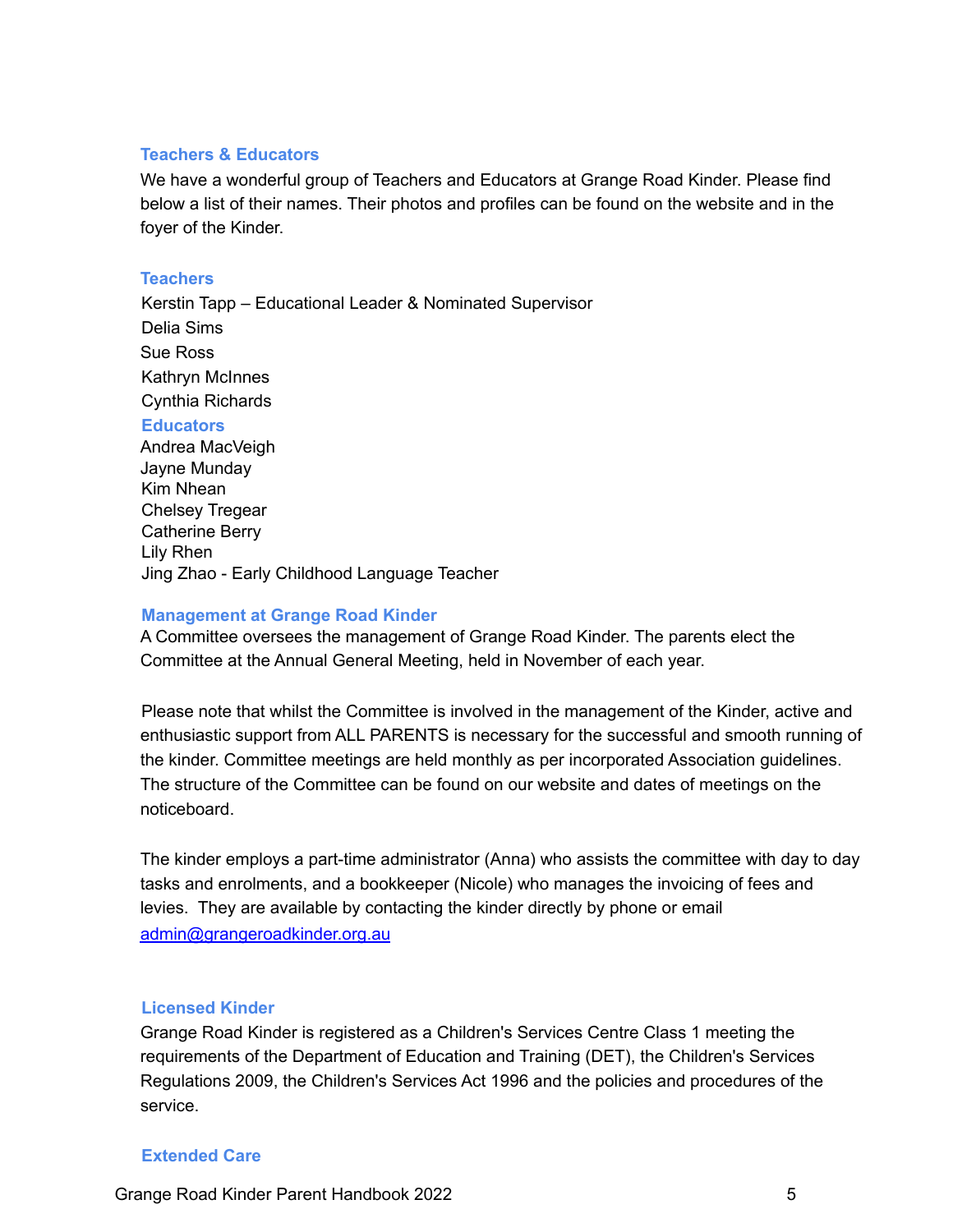## Teachers & Educators

We have a wonderful group of Teachers and Educators at Grange Road Kinder. Please find below a list of their names. Their photos and profiles can be found on the website and in the foyer of the Kinder.

### Teachers

Kerstin Tapp – Educational Leader & Nominated Supervisor
Delia Sims
Sue Ross
Kathryn McInnes
Cynthia Richards

### Educators

Andrea MacVeigh
Jayne Munday
Kim Nhean
Chelsey Tregear
Catherine Berry
Lily Rhen
Jing Zhao - Early Childhood Language Teacher

## Management at Grange Road Kinder

A Committee oversees the management of Grange Road Kinder. The parents elect the Committee at the Annual General Meeting, held in November of each year.

Please note that whilst the Committee is involved in the management of the Kinder, active and enthusiastic support from ALL PARENTS is necessary for the successful and smooth running of the kinder. Committee meetings are held monthly as per incorporated Association guidelines. The structure of the Committee can be found on our website and dates of meetings on the noticeboard.

The kinder employs a part-time administrator (Anna) who assists the committee with day to day tasks and enrolments, and a bookkeeper (Nicole) who manages the invoicing of fees and levies. They are available by contacting the kinder directly by phone or email admin@grangeroadkinder.org.au

## Licensed Kinder

Grange Road Kinder is registered as a Children's Services Centre Class 1 meeting the requirements of the Department of Education and Training (DET), the Children's Services Regulations 2009, the Children's Services Act 1996 and the policies and procedures of the service.

## Extended Care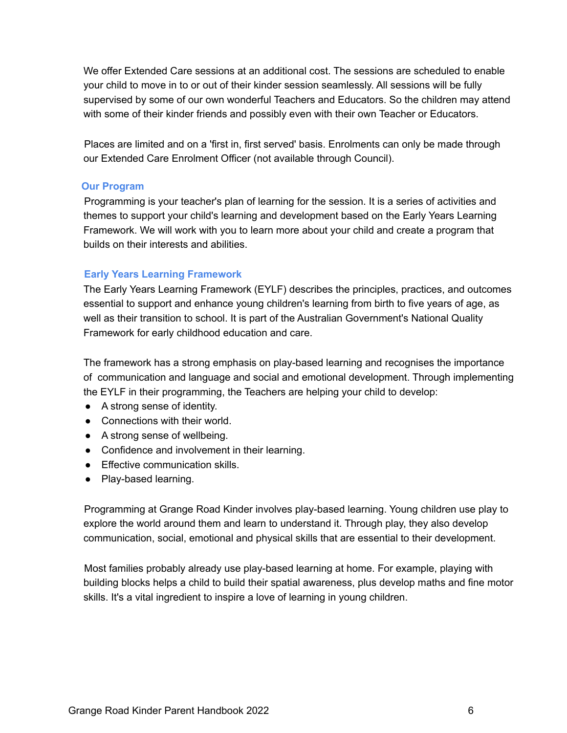We offer Extended Care sessions at an additional cost. The sessions are scheduled to enable your child to move in to or out of their kinder session seamlessly. All sessions will be fully supervised by some of our own wonderful Teachers and Educators. So the children may attend with some of their kinder friends and possibly even with their own Teacher or Educators.

Places are limited and on a 'first in, first served' basis. Enrolments can only be made through our Extended Care Enrolment Officer (not available through Council).

### Our Program

Programming is your teacher's plan of learning for the session. It is a series of activities and themes to support your child's learning and development based on the Early Years Learning Framework. We will work with you to learn more about your child and create a program that builds on their interests and abilities.

### Early Years Learning Framework

The Early Years Learning Framework (EYLF) describes the principles, practices, and outcomes essential to support and enhance young children's learning from birth to five years of age, as well as their transition to school. It is part of the Australian Government's National Quality Framework for early childhood education and care.

The framework has a strong emphasis on play-based learning and recognises the importance of communication and language and social and emotional development. Through implementing the EYLF in their programming, the Teachers are helping your child to develop:

- A strong sense of identity.
- Connections with their world.
- A strong sense of wellbeing.
- Confidence and involvement in their learning.
- Effective communication skills.
- Play-based learning.

Programming at Grange Road Kinder involves play-based learning. Young children use play to explore the world around them and learn to understand it. Through play, they also develop communication, social, emotional and physical skills that are essential to their development.

Most families probably already use play-based learning at home. For example, playing with building blocks helps a child to build their spatial awareness, plus develop maths and fine motor skills. It's a vital ingredient to inspire a love of learning in young children.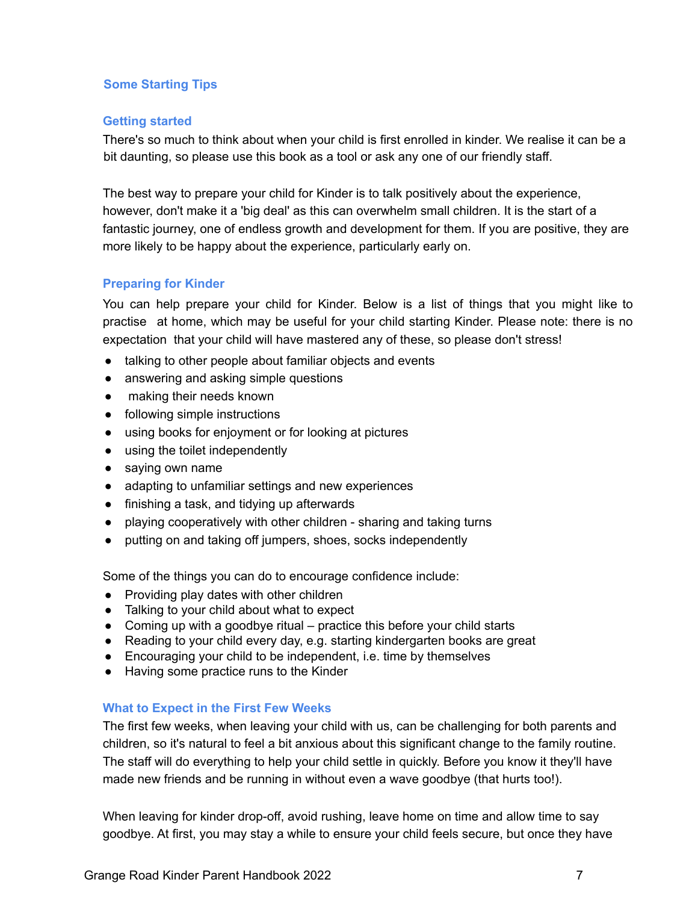## Some Starting Tips

### Getting started

There's so much to think about when your child is first enrolled in kinder. We realise it can be a bit daunting, so please use this book as a tool or ask any one of our friendly staff.

The best way to prepare your child for Kinder is to talk positively about the experience, however, don't make it a 'big deal' as this can overwhelm small children. It is the start of a fantastic journey, one of endless growth and development for them. If you are positive, they are more likely to be happy about the experience, particularly early on.

### Preparing for Kinder

You can help prepare your child for Kinder. Below is a list of things that you might like to practise at home, which may be useful for your child starting Kinder. Please note: there is no expectation that your child will have mastered any of these, so please don't stress!

- talking to other people about familiar objects and events
- answering and asking simple questions
- making their needs known
- following simple instructions
- using books for enjoyment or for looking at pictures
- using the toilet independently
- saying own name
- adapting to unfamiliar settings and new experiences
- finishing a task, and tidying up afterwards
- playing cooperatively with other children - sharing and taking turns
- putting on and taking off jumpers, shoes, socks independently

Some of the things you can do to encourage confidence include:

- Providing play dates with other children
- Talking to your child about what to expect
- Coming up with a goodbye ritual – practice this before your child starts
- Reading to your child every day, e.g. starting kindergarten books are great
- Encouraging your child to be independent, i.e. time by themselves
- Having some practice runs to the Kinder

### What to Expect in the First Few Weeks

The first few weeks, when leaving your child with us, can be challenging for both parents and children, so it's natural to feel a bit anxious about this significant change to the family routine. The staff will do everything to help your child settle in quickly. Before you know it they'll have made new friends and be running in without even a wave goodbye (that hurts too!).

When leaving for kinder drop-off, avoid rushing, leave home on time and allow time to say goodbye. At first, you may stay a while to ensure your child feels secure, but once they have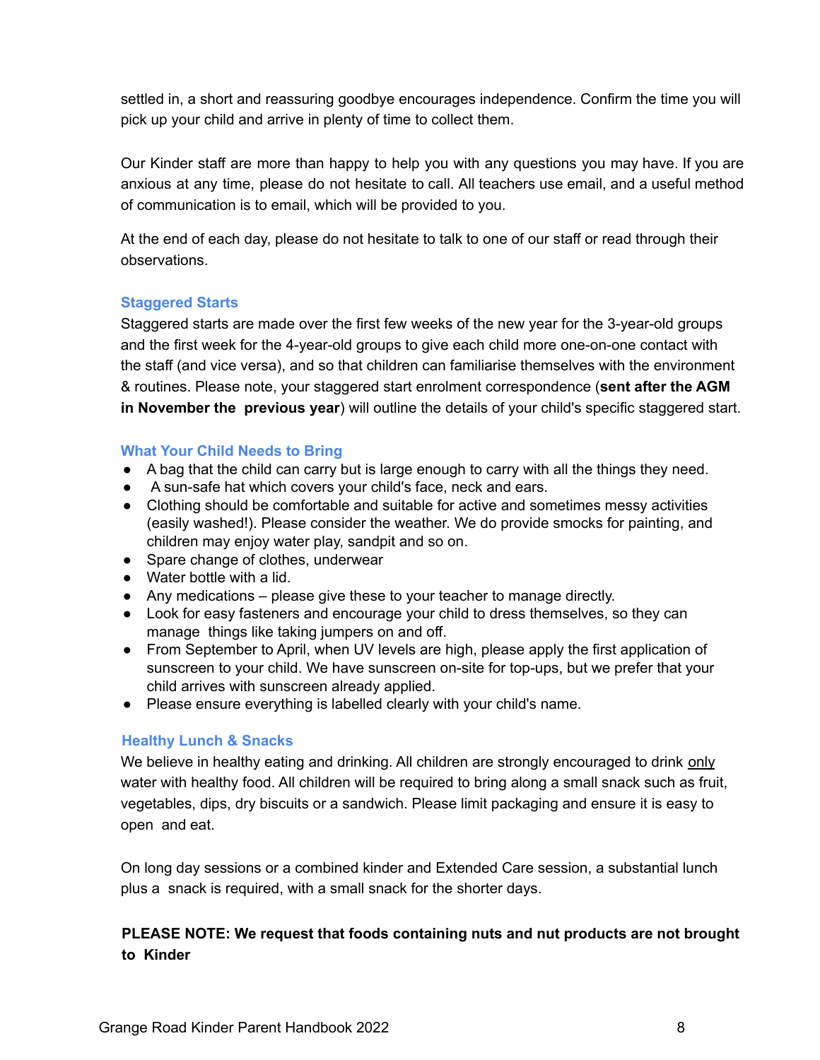settled in, a short and reassuring goodbye encourages independence. Confirm the time you will pick up your child and arrive in plenty of time to collect them.

Our Kinder staff are more than happy to help you with any questions you may have. If you are anxious at any time, please do not hesitate to call. All teachers use email, and a useful method of communication is to email, which will be provided to you.

At the end of each day, please do not hesitate to talk to one of our staff or read through their observations.

### Staggered Starts

Staggered starts are made over the first few weeks of the new year for the 3-year-old groups and the first week for the 4-year-old groups to give each child more one-on-one contact with the staff (and vice versa), and so that children can familiarise themselves with the environment & routines. Please note, your staggered start enrolment correspondence (**sent after the AGM in November the previous year**) will outline the details of your child's specific staggered start.

### What Your Child Needs to Bring

- A bag that the child can carry but is large enough to carry with all the things they need.
- A sun-safe hat which covers your child's face, neck and ears.
- Clothing should be comfortable and suitable for active and sometimes messy activities (easily washed!). Please consider the weather. We do provide smocks for painting, and children may enjoy water play, sandpit and so on.
- Spare change of clothes, underwear
- Water bottle with a lid.
- Any medications – please give these to your teacher to manage directly.
- Look for easy fasteners and encourage your child to dress themselves, so they can manage things like taking jumpers on and off.
- From September to April, when UV levels are high, please apply the first application of sunscreen to your child. We have sunscreen on-site for top-ups, but we prefer that your child arrives with sunscreen already applied.
- Please ensure everything is labelled clearly with your child's name.

### Healthy Lunch & Snacks

We believe in healthy eating and drinking. All children are strongly encouraged to drink only water with healthy food. All children will be required to bring along a small snack such as fruit, vegetables, dips, dry biscuits or a sandwich. Please limit packaging and ensure it is easy to open and eat.

On long day sessions or a combined kinder and Extended Care session, a substantial lunch plus a snack is required, with a small snack for the shorter days.

**PLEASE NOTE: We request that foods containing nuts and nut products are not brought to Kinder**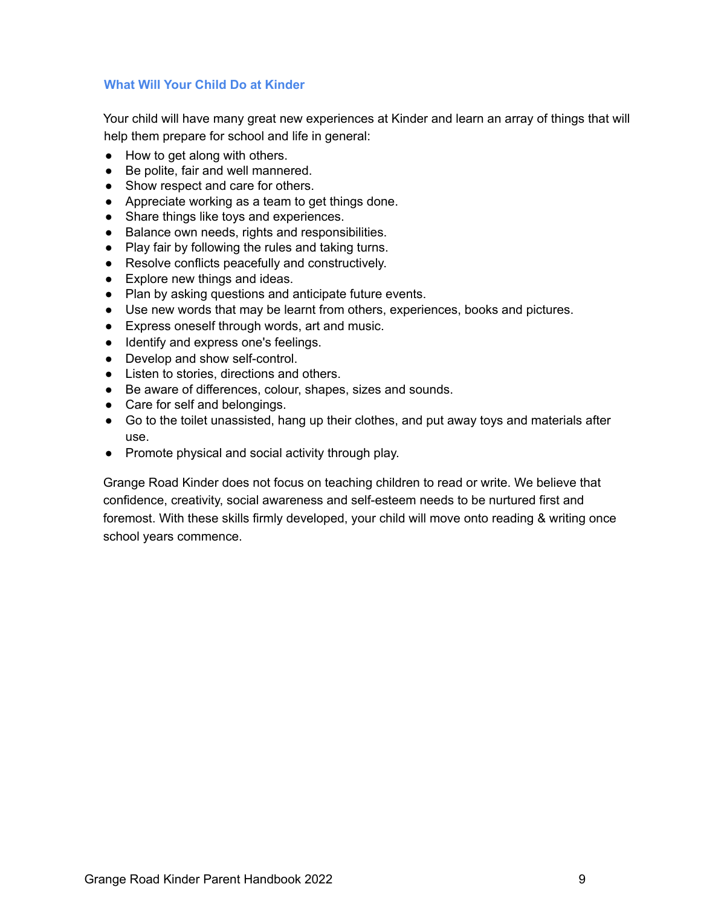### What Will Your Child Do at Kinder

Your child will have many great new experiences at Kinder and learn an array of things that will help them prepare for school and life in general:

- How to get along with others.
- Be polite, fair and well mannered.
- Show respect and care for others.
- Appreciate working as a team to get things done.
- Share things like toys and experiences.
- Balance own needs, rights and responsibilities.
- Play fair by following the rules and taking turns.
- Resolve conflicts peacefully and constructively.
- Explore new things and ideas.
- Plan by asking questions and anticipate future events.
- Use new words that may be learnt from others, experiences, books and pictures.
- Express oneself through words, art and music.
- Identify and express one's feelings.
- Develop and show self-control.
- Listen to stories, directions and others.
- Be aware of differences, colour, shapes, sizes and sounds.
- Care for self and belongings.
- Go to the toilet unassisted, hang up their clothes, and put away toys and materials after use.
- Promote physical and social activity through play.

Grange Road Kinder does not focus on teaching children to read or write. We believe that confidence, creativity, social awareness and self-esteem needs to be nurtured first and foremost. With these skills firmly developed, your child will move onto reading & writing once school years commence.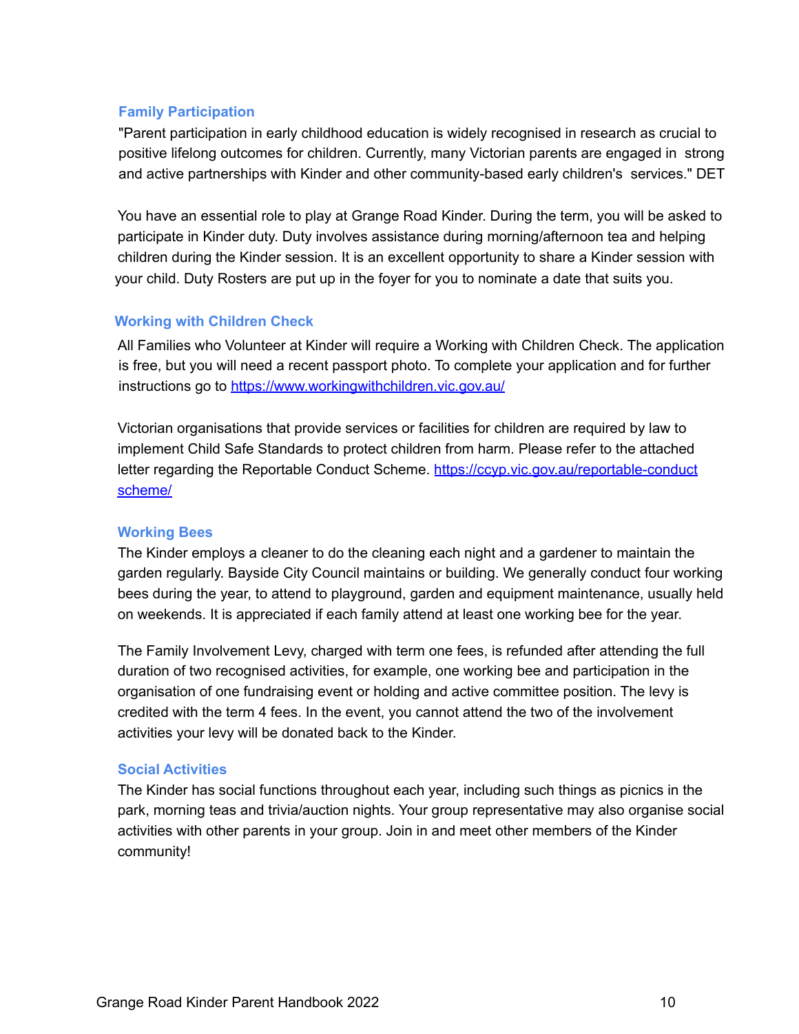### Family Participation

"Parent participation in early childhood education is widely recognised in research as crucial to positive lifelong outcomes for children. Currently, many Victorian parents are engaged in strong and active partnerships with Kinder and other community-based early children's services." DET

You have an essential role to play at Grange Road Kinder. During the term, you will be asked to participate in Kinder duty. Duty involves assistance during morning/afternoon tea and helping children during the Kinder session. It is an excellent opportunity to share a Kinder session with your child. Duty Rosters are put up in the foyer for you to nominate a date that suits you.

### Working with Children Check

All Families who Volunteer at Kinder will require a Working with Children Check. The application is free, but you will need a recent passport photo. To complete your application and for further instructions go to [https://www.workingwithchildren.vic.gov.au/](https://www.workingwithchildren.vic.gov.au/)

Victorian organisations that provide services or facilities for children are required by law to implement Child Safe Standards to protect children from harm. Please refer to the attached letter regarding the Reportable Conduct Scheme. [https://ccyp.vic.gov.au/reportable-conduct scheme/](https://ccyp.vic.gov.au/reportable-conduct-scheme/)

### Working Bees

The Kinder employs a cleaner to do the cleaning each night and a gardener to maintain the garden regularly. Bayside City Council maintains or building. We generally conduct four working bees during the year, to attend to playground, garden and equipment maintenance, usually held on weekends. It is appreciated if each family attend at least one working bee for the year.

The Family Involvement Levy, charged with term one fees, is refunded after attending the full duration of two recognised activities, for example, one working bee and participation in the organisation of one fundraising event or holding and active committee position. The levy is credited with the term 4 fees. In the event, you cannot attend the two of the involvement activities your levy will be donated back to the Kinder.

### Social Activities

The Kinder has social functions throughout each year, including such things as picnics in the park, morning teas and trivia/auction nights. Your group representative may also organise social activities with other parents in your group. Join in and meet other members of the Kinder community!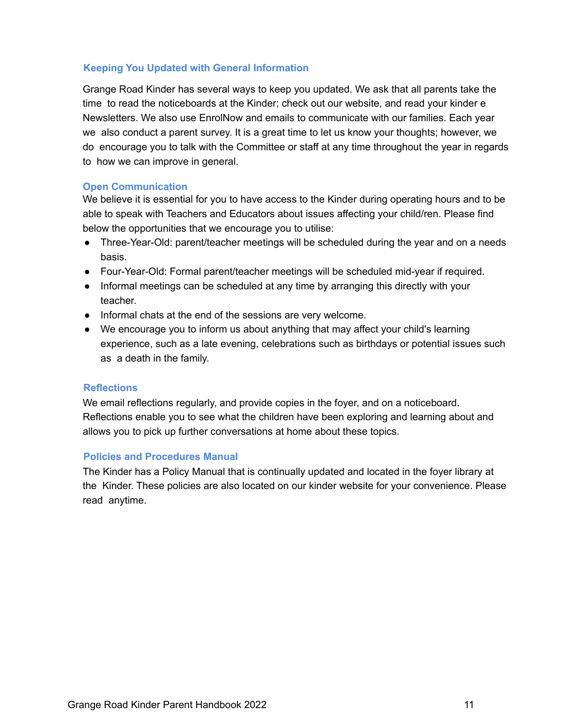### Keeping You Updated with General Information

Grange Road Kinder has several ways to keep you updated. We ask that all parents take the time to read the noticeboards at the Kinder; check out our website, and read your kinder e Newsletters. We also use EnrolNow and emails to communicate with our families. Each year we also conduct a parent survey. It is a great time to let us know your thoughts; however, we do encourage you to talk with the Committee or staff at any time throughout the year in regards to how we can improve in general.

### Open Communication

We believe it is essential for you to have access to the Kinder during operating hours and to be able to speak with Teachers and Educators about issues affecting your child/ren. Please find below the opportunities that we encourage you to utilise:

- Three-Year-Old: parent/teacher meetings will be scheduled during the year and on a needs basis.
- Four-Year-Old: Formal parent/teacher meetings will be scheduled mid-year if required.
- Informal meetings can be scheduled at any time by arranging this directly with your teacher.
- Informal chats at the end of the sessions are very welcome.
- We encourage you to inform us about anything that may affect your child's learning experience, such as a late evening, celebrations such as birthdays or potential issues such as a death in the family.

### Reflections

We email reflections regularly, and provide copies in the foyer, and on a noticeboard. Reflections enable you to see what the children have been exploring and learning about and allows you to pick up further conversations at home about these topics.

### Policies and Procedures Manual

The Kinder has a Policy Manual that is continually updated and located in the foyer library at the Kinder. These policies are also located on our kinder website for your convenience. Please read anytime.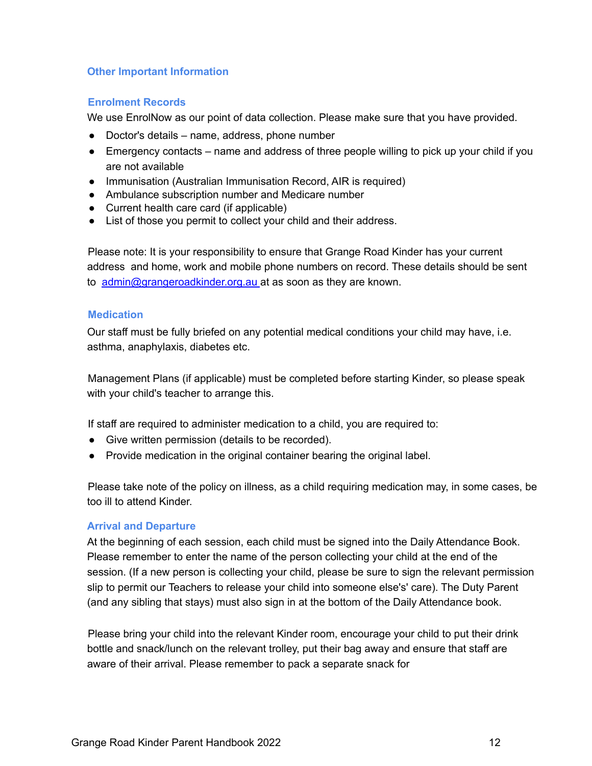## Other Important Information

### Enrolment Records

We use EnrolNow as our point of data collection. Please make sure that you have provided.

- Doctor's details – name, address, phone number
- Emergency contacts – name and address of three people willing to pick up your child if you are not available
- Immunisation (Australian Immunisation Record, AIR is required)
- Ambulance subscription number and Medicare number
- Current health care card (if applicable)
- List of those you permit to collect your child and their address.

Please note: It is your responsibility to ensure that Grange Road Kinder has your current address and home, work and mobile phone numbers on record. These details should be sent to [admin@grangeroadkinder.org.au](mailto:admin@grangeroadkinder.org.au) at as soon as they are known.

### Medication

Our staff must be fully briefed on any potential medical conditions your child may have, i.e. asthma, anaphylaxis, diabetes etc.

Management Plans (if applicable) must be completed before starting Kinder, so please speak with your child's teacher to arrange this.

If staff are required to administer medication to a child, you are required to:

- Give written permission (details to be recorded).
- Provide medication in the original container bearing the original label.

Please take note of the policy on illness, as a child requiring medication may, in some cases, be too ill to attend Kinder.

### Arrival and Departure

At the beginning of each session, each child must be signed into the Daily Attendance Book. Please remember to enter the name of the person collecting your child at the end of the session. (If a new person is collecting your child, please be sure to sign the relevant permission slip to permit our Teachers to release your child into someone else's' care). The Duty Parent (and any sibling that stays) must also sign in at the bottom of the Daily Attendance book.

Please bring your child into the relevant Kinder room, encourage your child to put their drink bottle and snack/lunch on the relevant trolley, put their bag away and ensure that staff are aware of their arrival. Please remember to pack a separate snack for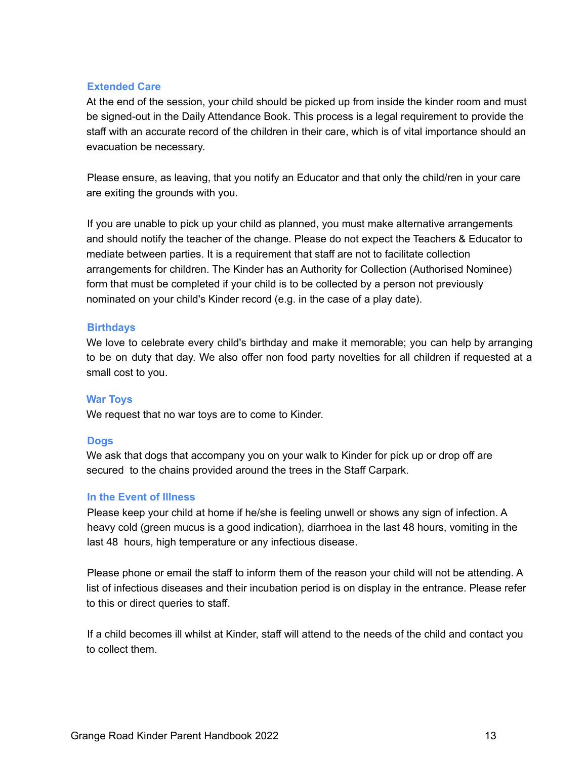## Extended Care

At the end of the session, your child should be picked up from inside the kinder room and must be signed-out in the Daily Attendance Book. This process is a legal requirement to provide the staff with an accurate record of the children in their care, which is of vital importance should an evacuation be necessary.

Please ensure, as leaving, that you notify an Educator and that only the child/ren in your care are exiting the grounds with you.

If you are unable to pick up your child as planned, you must make alternative arrangements and should notify the teacher of the change. Please do not expect the Teachers & Educator to mediate between parties. It is a requirement that staff are not to facilitate collection arrangements for children. The Kinder has an Authority for Collection (Authorised Nominee) form that must be completed if your child is to be collected by a person not previously nominated on your child's Kinder record (e.g. in the case of a play date).

## Birthdays

We love to celebrate every child's birthday and make it memorable; you can help by arranging to be on duty that day. We also offer non food party novelties for all children if requested at a small cost to you.

## War Toys

We request that no war toys are to come to Kinder.

## Dogs

We ask that dogs that accompany you on your walk to Kinder for pick up or drop off are secured to the chains provided around the trees in the Staff Carpark.

## In the Event of Illness

Please keep your child at home if he/she is feeling unwell or shows any sign of infection. A heavy cold (green mucus is a good indication), diarrhoea in the last 48 hours, vomiting in the last 48 hours, high temperature or any infectious disease.

Please phone or email the staff to inform them of the reason your child will not be attending. A list of infectious diseases and their incubation period is on display in the entrance. Please refer to this or direct queries to staff.

If a child becomes ill whilst at Kinder, staff will attend to the needs of the child and contact you to collect them.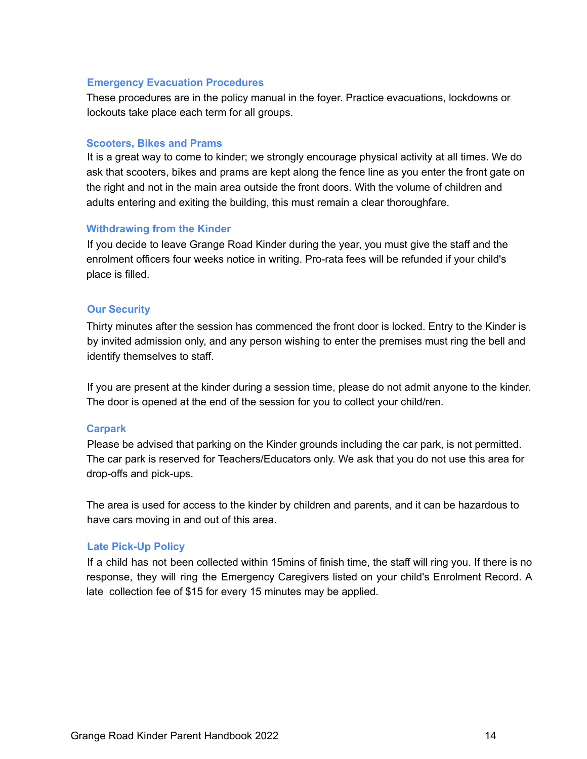### Emergency Evacuation Procedures

These procedures are in the policy manual in the foyer. Practice evacuations, lockdowns or lockouts take place each term for all groups.

### Scooters, Bikes and Prams

It is a great way to come to kinder; we strongly encourage physical activity at all times. We do ask that scooters, bikes and prams are kept along the fence line as you enter the front gate on the right and not in the main area outside the front doors. With the volume of children and adults entering and exiting the building, this must remain a clear thoroughfare.

### Withdrawing from the Kinder

If you decide to leave Grange Road Kinder during the year, you must give the staff and the enrolment officers four weeks notice in writing. Pro-rata fees will be refunded if your child's place is filled.

### Our Security

Thirty minutes after the session has commenced the front door is locked. Entry to the Kinder is by invited admission only, and any person wishing to enter the premises must ring the bell and identify themselves to staff.

If you are present at the kinder during a session time, please do not admit anyone to the kinder. The door is opened at the end of the session for you to collect your child/ren.

### Carpark

Please be advised that parking on the Kinder grounds including the car park, is not permitted. The car park is reserved for Teachers/Educators only. We ask that you do not use this area for drop-offs and pick-ups.

The area is used for access to the kinder by children and parents, and it can be hazardous to have cars moving in and out of this area.

### Late Pick-Up Policy

If a child has not been collected within 15mins of finish time, the staff will ring you. If there is no response, they will ring the Emergency Caregivers listed on your child's Enrolment Record. A late collection fee of $15 for every 15 minutes may be applied.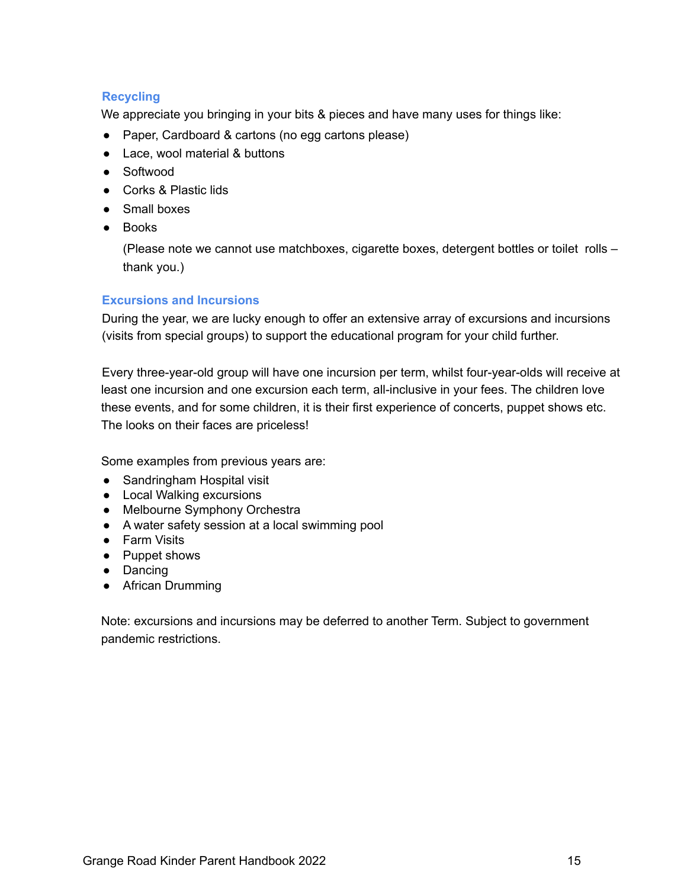### Recycling

We appreciate you bringing in your bits & pieces and have many uses for things like:

- Paper, Cardboard & cartons (no egg cartons please)
- Lace, wool material & buttons
- Softwood
- Corks & Plastic lids
- Small boxes
- Books

  (Please note we cannot use matchboxes, cigarette boxes, detergent bottles or toilet rolls – thank you.)

### Excursions and Incursions

During the year, we are lucky enough to offer an extensive array of excursions and incursions (visits from special groups) to support the educational program for your child further.

Every three-year-old group will have one incursion per term, whilst four-year-olds will receive at least one incursion and one excursion each term, all-inclusive in your fees. The children love these events, and for some children, it is their first experience of concerts, puppet shows etc. The looks on their faces are priceless!

Some examples from previous years are:

- Sandringham Hospital visit
- Local Walking excursions
- Melbourne Symphony Orchestra
- A water safety session at a local swimming pool
- Farm Visits
- Puppet shows
- Dancing
- African Drumming

Note: excursions and incursions may be deferred to another Term. Subject to government pandemic restrictions.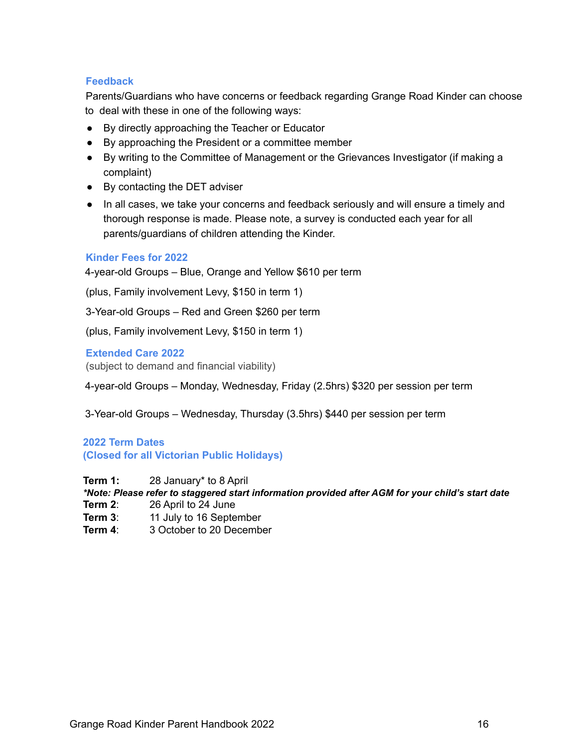### Feedback

Parents/Guardians who have concerns or feedback regarding Grange Road Kinder can choose to deal with these in one of the following ways:

- By directly approaching the Teacher or Educator
- By approaching the President or a committee member
- By writing to the Committee of Management or the Grievances Investigator (if making a complaint)
- By contacting the DET adviser
- In all cases, we take your concerns and feedback seriously and will ensure a timely and thorough response is made. Please note, a survey is conducted each year for all parents/guardians of children attending the Kinder.

### Kinder Fees for 2022

4-year-old Groups – Blue, Orange and Yellow $610 per term

(plus, Family involvement Levy, $150 in term 1)

3-Year-old Groups – Red and Green $260 per term

(plus, Family involvement Levy, $150 in term 1)

### Extended Care 2022

(subject to demand and financial viability)

4-year-old Groups – Monday, Wednesday, Friday (2.5hrs) $320 per session per term

3-Year-old Groups – Wednesday, Thursday (3.5hrs) $440 per session per term

### 2022 Term Dates
### (Closed for all Victorian Public Holidays)

**Term 1:** 28 January* to 8 April

***Note: Please refer to staggered start information provided after AGM for your child's start date**

**Term 2**: 26 April to 24 June

**Term 3**: 11 July to 16 September

**Term 4**: 3 October to 20 December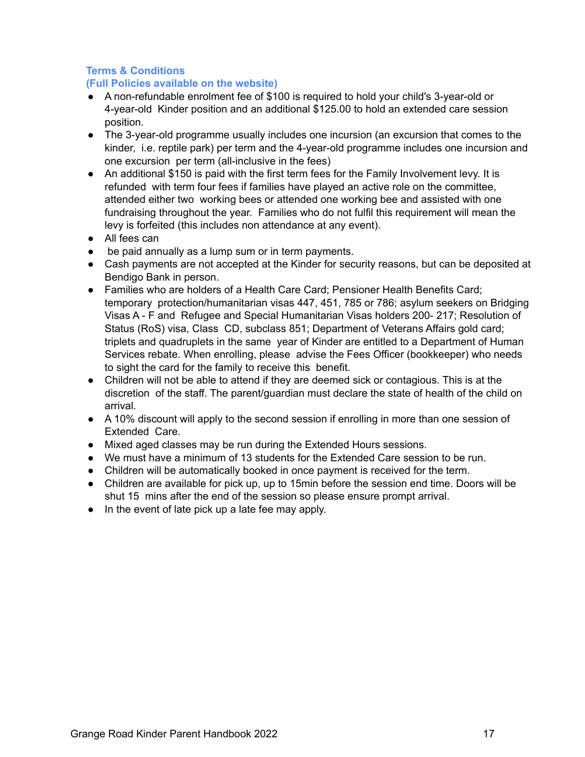### Terms & Conditions
### (Full Policies available on the website)

- A non-refundable enrolment fee of $100 is required to hold your child's 3-year-old or 4-year-old Kinder position and an additional $125.00 to hold an extended care session position.
- The 3-year-old programme usually includes one incursion (an excursion that comes to the kinder, i.e. reptile park) per term and the 4-year-old programme includes one incursion and one excursion per term (all-inclusive in the fees)
- An additional $150 is paid with the first term fees for the Family Involvement levy. It is refunded with term four fees if families have played an active role on the committee, attended either two working bees or attended one working bee and assisted with one fundraising throughout the year. Families who do not fulfil this requirement will mean the levy is forfeited (this includes non attendance at any event).
- All fees can
- be paid annually as a lump sum or in term payments.
- Cash payments are not accepted at the Kinder for security reasons, but can be deposited at Bendigo Bank in person.
- Families who are holders of a Health Care Card; Pensioner Health Benefits Card; temporary protection/humanitarian visas 447, 451, 785 or 786; asylum seekers on Bridging Visas A - F and Refugee and Special Humanitarian Visas holders 200- 217; Resolution of Status (RoS) visa, Class CD, subclass 851; Department of Veterans Affairs gold card; triplets and quadruplets in the same year of Kinder are entitled to a Department of Human Services rebate. When enrolling, please advise the Fees Officer (bookkeeper) who needs to sight the card for the family to receive this benefit.
- Children will not be able to attend if they are deemed sick or contagious. This is at the discretion of the staff. The parent/guardian must declare the state of health of the child on arrival.
- A 10% discount will apply to the second session if enrolling in more than one session of Extended Care.
- Mixed aged classes may be run during the Extended Hours sessions.
- We must have a minimum of 13 students for the Extended Care session to be run.
- Children will be automatically booked in once payment is received for the term.
- Children are available for pick up, up to 15min before the session end time. Doors will be shut 15 mins after the end of the session so please ensure prompt arrival.
- In the event of late pick up a late fee may apply.